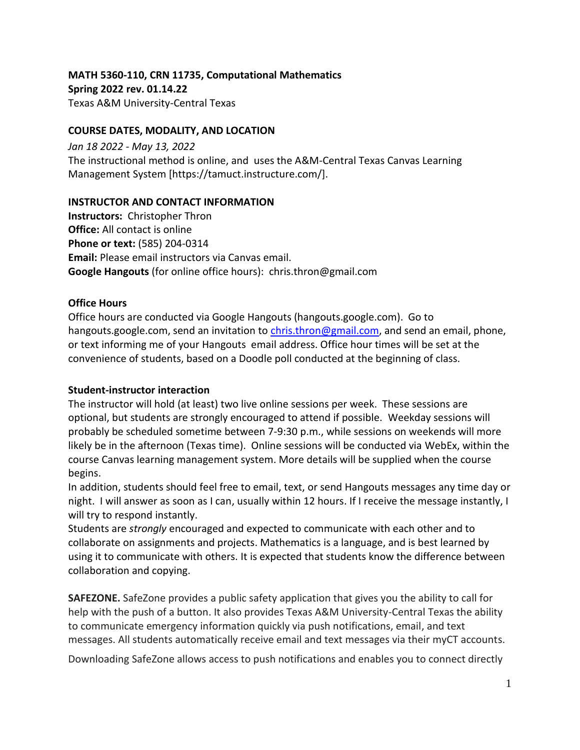**MATH 5360-110, CRN 11735, Computational Mathematics**
**Spring 2022 rev. 01.14.22**
Texas A&M University-Central Texas

**COURSE DATES, MODALITY, AND LOCATION**

*Jan 18 2022 - May 13, 2022*
The instructional method is online, and uses the A&M-Central Texas Canvas Learning Management System [https://tamuct.instructure.com/].

**INSTRUCTOR AND CONTACT INFORMATION**

**Instructors:** Christopher Thron
**Office:** All contact is online
**Phone or text:** (585) 204-0314
**Email:** Please email instructors via Canvas email.
**Google Hangouts** (for online office hours): chris.thron@gmail.com

**Office Hours**

Office hours are conducted via Google Hangouts (hangouts.google.com). Go to hangouts.google.com, send an invitation to chris.thron@gmail.com, and send an email, phone, or text informing me of your Hangouts email address. Office hour times will be set at the convenience of students, based on a Doodle poll conducted at the beginning of class.

**Student-instructor interaction**

The instructor will hold (at least) two live online sessions per week. These sessions are optional, but students are strongly encouraged to attend if possible. Weekday sessions will probably be scheduled sometime between 7-9:30 p.m., while sessions on weekends will more likely be in the afternoon (Texas time). Online sessions will be conducted via WebEx, within the course Canvas learning management system. More details will be supplied when the course begins.

In addition, students should feel free to email, text, or send Hangouts messages any time day or night. I will answer as soon as I can, usually within 12 hours. If I receive the message instantly, I will try to respond instantly.

Students are *strongly* encouraged and expected to communicate with each other and to collaborate on assignments and projects. Mathematics is a language, and is best learned by using it to communicate with others. It is expected that students know the difference between collaboration and copying.

**SAFEZONE.** SafeZone provides a public safety application that gives you the ability to call for help with the push of a button. It also provides Texas A&M University-Central Texas the ability to communicate emergency information quickly via push notifications, email, and text messages. All students automatically receive email and text messages via their myCT accounts.

Downloading SafeZone allows access to push notifications and enables you to connect directly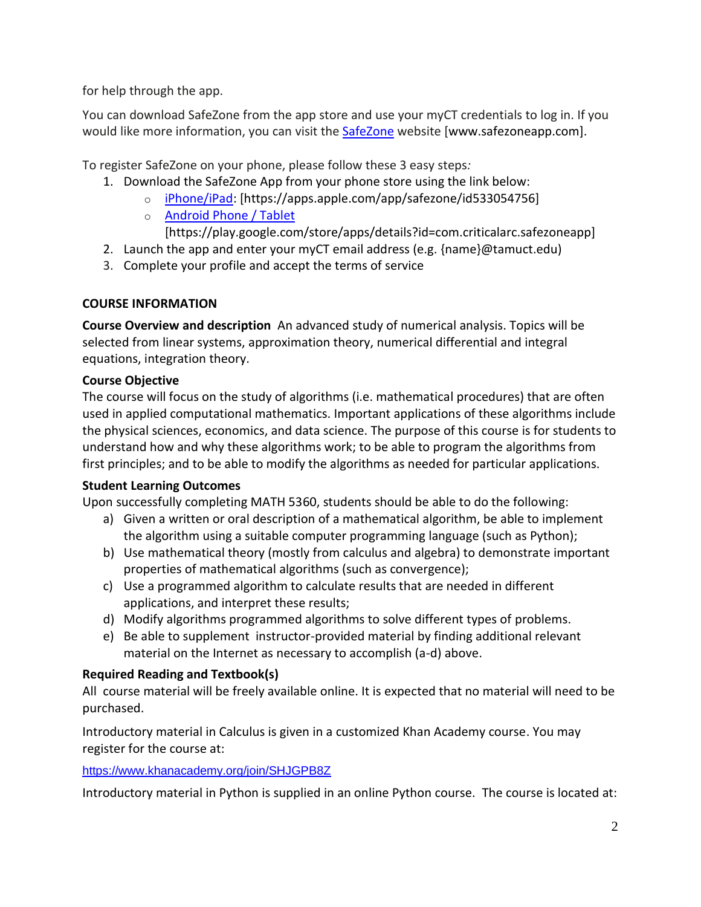for help through the app.

You can download SafeZone from the app store and use your myCT credentials to log in. If you would like more information, you can visit the [SafeZone](www.safezoneapp.com) website [www.safezoneapp.com].

To register SafeZone on your phone, please follow these 3 easy steps*:*

1. Download the SafeZone App from your phone store using the link below:
   - [iPhone/iPad](https://apps.apple.com/app/safezone/id533054756): [https://apps.apple.com/app/safezone/id533054756]
   - [Android Phone / Tablet](https://play.google.com/store/apps/details?id=com.criticalarc.safezoneapp) [https://play.google.com/store/apps/details?id=com.criticalarc.safezoneapp]
2. Launch the app and enter your myCT email address (e.g. {name}@tamuct.edu)
3. Complete your profile and accept the terms of service

## COURSE INFORMATION

**Course Overview and description** An advanced study of numerical analysis. Topics will be selected from linear systems, approximation theory, numerical differential and integral equations, integration theory.

### Course Objective

The course will focus on the study of algorithms (i.e. mathematical procedures) that are often used in applied computational mathematics. Important applications of these algorithms include the physical sciences, economics, and data science. The purpose of this course is for students to understand how and why these algorithms work; to be able to program the algorithms from first principles; and to be able to modify the algorithms as needed for particular applications.

### Student Learning Outcomes

Upon successfully completing MATH 5360, students should be able to do the following:

a) Given a written or oral description of a mathematical algorithm, be able to implement the algorithm using a suitable computer programming language (such as Python);
b) Use mathematical theory (mostly from calculus and algebra) to demonstrate important properties of mathematical algorithms (such as convergence);
c) Use a programmed algorithm to calculate results that are needed in different applications, and interpret these results;
d) Modify algorithms programmed algorithms to solve different types of problems.
e) Be able to supplement instructor-provided material by finding additional relevant material on the Internet as necessary to accomplish (a-d) above.

### Required Reading and Textbook(s)

All course material will be freely available online. It is expected that no material will need to be purchased.

Introductory material in Calculus is given in a customized Khan Academy course. You may register for the course at:

https://www.khanacademy.org/join/SHJGPB8Z

Introductory material in Python is supplied in an online Python course. The course is located at: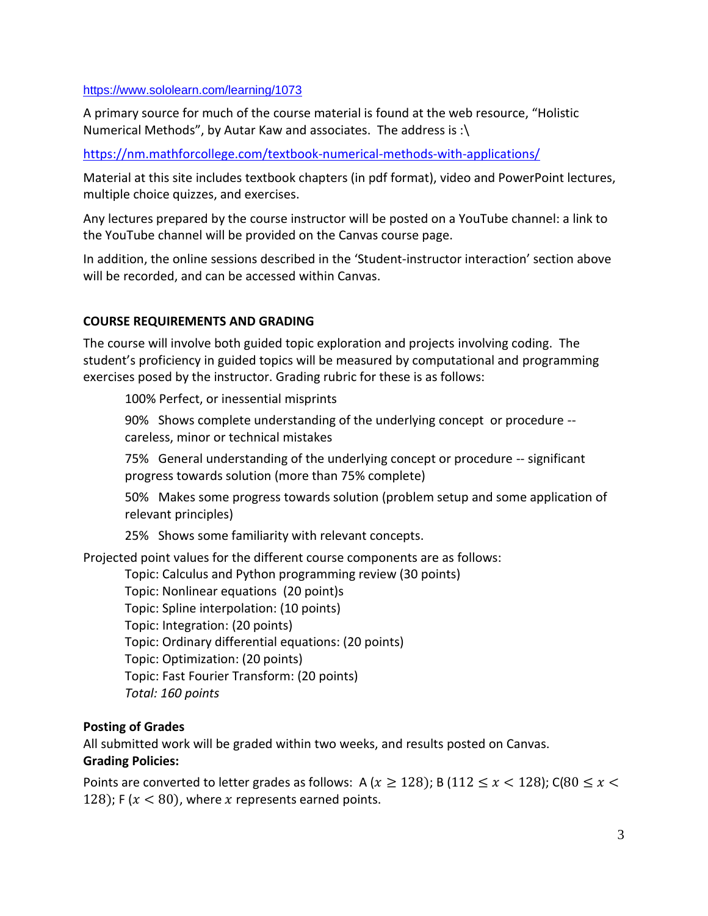https://www.sololearn.com/learning/1073

A primary source for much of the course material is found at the web resource, "Holistic Numerical Methods", by Autar Kaw and associates. The address is :\

https://nm.mathforcollege.com/textbook-numerical-methods-with-applications/

Material at this site includes textbook chapters (in pdf format), video and PowerPoint lectures, multiple choice quizzes, and exercises.

Any lectures prepared by the course instructor will be posted on a YouTube channel: a link to the YouTube channel will be provided on the Canvas course page.

In addition, the online sessions described in the 'Student-instructor interaction' section above will be recorded, and can be accessed within Canvas.

## COURSE REQUIREMENTS AND GRADING

The course will involve both guided topic exploration and projects involving coding. The student's proficiency in guided topics will be measured by computational and programming exercises posed by the instructor. Grading rubric for these is as follows:

> 100% Perfect, or inessential misprints
>
> 90% Shows complete understanding of the underlying concept or procedure -- careless, minor or technical mistakes
>
> 75% General understanding of the underlying concept or procedure -- significant progress towards solution (more than 75% complete)
>
> 50% Makes some progress towards solution (problem setup and some application of relevant principles)
>
> 25% Shows some familiarity with relevant concepts.

Projected point values for the different course components are as follows:

> Topic: Calculus and Python programming review (30 points)
> Topic: Nonlinear equations (20 point)s
> Topic: Spline interpolation: (10 points)
> Topic: Integration: (20 points)
> Topic: Ordinary differential equations: (20 points)
> Topic: Optimization: (20 points)
> Topic: Fast Fourier Transform: (20 points)
> *Total: 160 points*

**Posting of Grades**
All submitted work will be graded within two weeks, and results posted on Canvas.
**Grading Policies:**

Points are converted to letter grades as follows: A ($x \geq 128$); B ($112 \leq x < 128$); C($80 \leq x < 128$); F ($x < 80$), where $x$ represents earned points.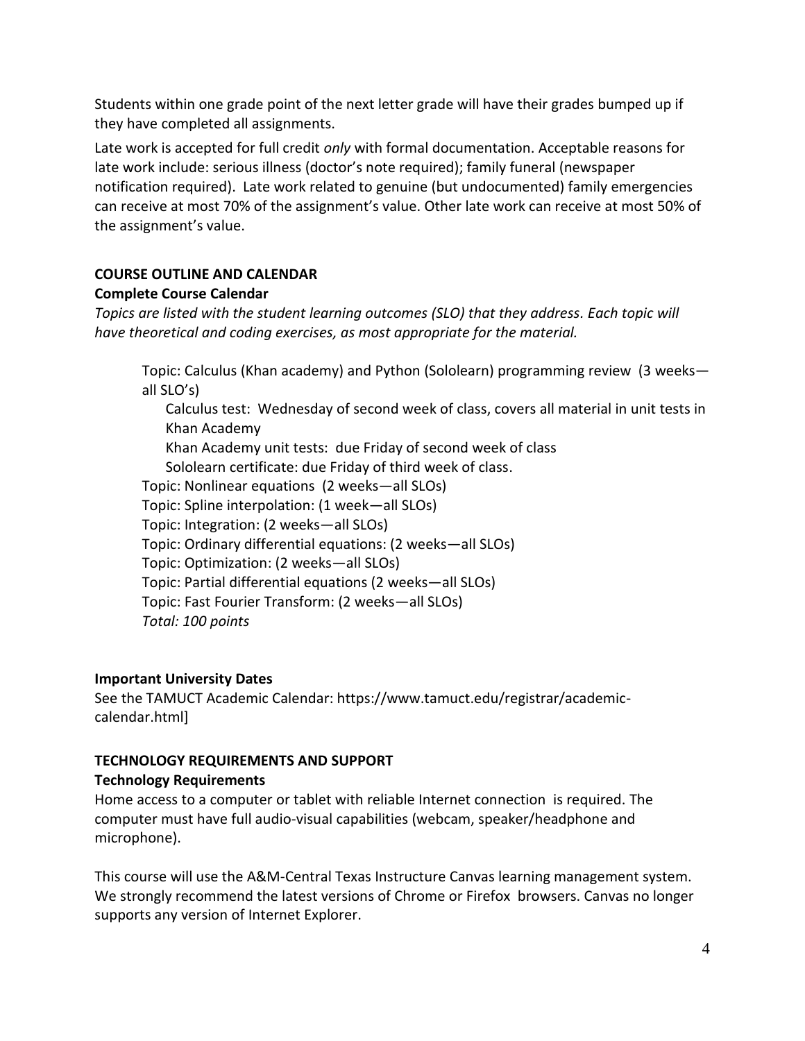Students within one grade point of the next letter grade will have their grades bumped up if they have completed all assignments.

Late work is accepted for full credit *only* with formal documentation. Acceptable reasons for late work include: serious illness (doctor's note required); family funeral (newspaper notification required). Late work related to genuine (but undocumented) family emergencies can receive at most 70% of the assignment's value. Other late work can receive at most 50% of the assignment's value.

## COURSE OUTLINE AND CALENDAR

### Complete Course Calendar

*Topics are listed with the student learning outcomes (SLO) that they address. Each topic will have theoretical and coding exercises, as most appropriate for the material.*

- Topic: Calculus (Khan academy) and Python (Sololearn) programming review (3 weeks—all SLO's)
  - Calculus test: Wednesday of second week of class, covers all material in unit tests in Khan Academy
  - Khan Academy unit tests: due Friday of second week of class
  - Sololearn certificate: due Friday of third week of class.
- Topic: Nonlinear equations (2 weeks—all SLOs)
- Topic: Spline interpolation: (1 week—all SLOs)
- Topic: Integration: (2 weeks—all SLOs)
- Topic: Ordinary differential equations: (2 weeks—all SLOs)
- Topic: Optimization: (2 weeks—all SLOs)
- Topic: Partial differential equations (2 weeks—all SLOs)
- Topic: Fast Fourier Transform: (2 weeks—all SLOs)

*Total: 100 points*

### Important University Dates

See the TAMUCT Academic Calendar: https://www.tamuct.edu/registrar/academic-calendar.html]

## TECHNOLOGY REQUIREMENTS AND SUPPORT

### Technology Requirements

Home access to a computer or tablet with reliable Internet connection is required. The computer must have full audio-visual capabilities (webcam, speaker/headphone and microphone).

This course will use the A&M-Central Texas Instructure Canvas learning management system. We strongly recommend the latest versions of Chrome or Firefox browsers. Canvas no longer supports any version of Internet Explorer.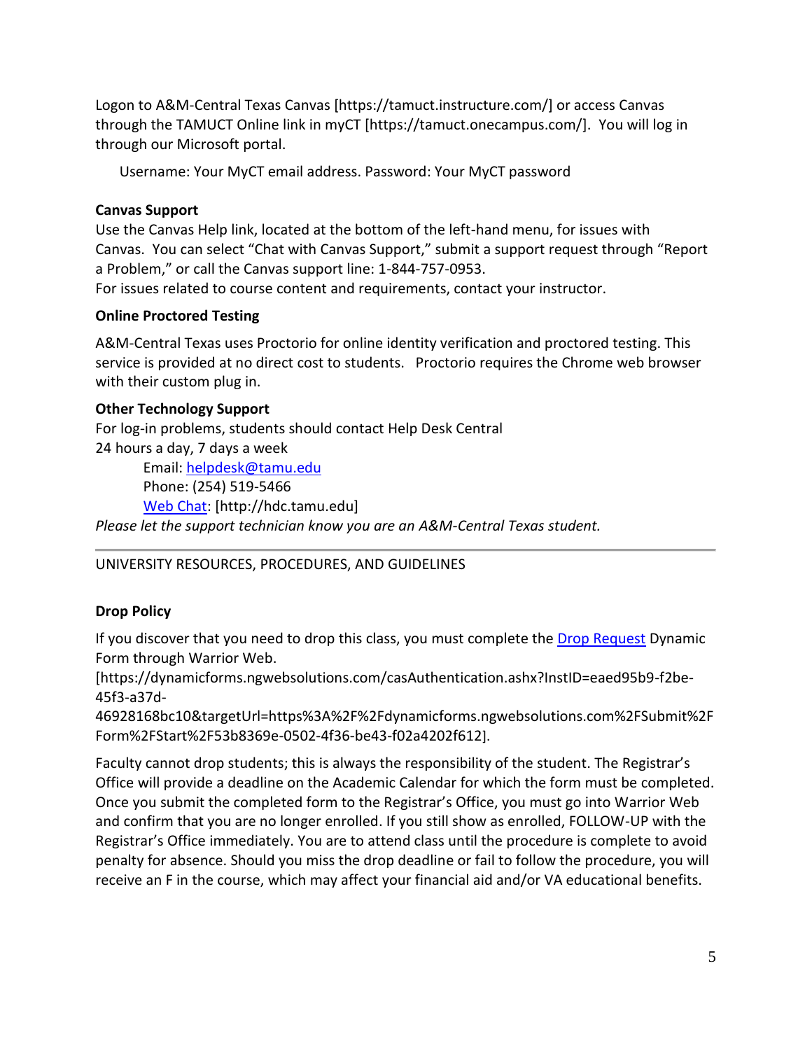Logon to A&M-Central Texas Canvas [https://tamuct.instructure.com/] or access Canvas through the TAMUCT Online link in myCT [https://tamuct.onecampus.com/]. You will log in through our Microsoft portal.

Username: Your MyCT email address. Password: Your MyCT password

**Canvas Support**

Use the Canvas Help link, located at the bottom of the left-hand menu, for issues with Canvas. You can select "Chat with Canvas Support," submit a support request through "Report a Problem," or call the Canvas support line: 1-844-757-0953.

For issues related to course content and requirements, contact your instructor.

**Online Proctored Testing**

A&M-Central Texas uses Proctorio for online identity verification and proctored testing. This service is provided at no direct cost to students. Proctorio requires the Chrome web browser with their custom plug in.

**Other Technology Support**

For log-in problems, students should contact Help Desk Central

24 hours a day, 7 days a week

Email: helpdesk@tamu.edu
Phone: (254) 519-5466
Web Chat: [http://hdc.tamu.edu]

*Please let the support technician know you are an A&M-Central Texas student.*

---

UNIVERSITY RESOURCES, PROCEDURES, AND GUIDELINES

**Drop Policy**

If you discover that you need to drop this class, you must complete the Drop Request Dynamic Form through Warrior Web.

[https://dynamicforms.ngwebsolutions.com/casAuthentication.ashx?InstID=eaed95b9-f2be-45f3-a37d-46928168bc10&targetUrl=https%3A%2F%2Fdynamicforms.ngwebsolutions.com%2FSubmit%2FForm%2FStart%2F53b8369e-0502-4f36-be43-f02a4202f612].

Faculty cannot drop students; this is always the responsibility of the student. The Registrar's Office will provide a deadline on the Academic Calendar for which the form must be completed. Once you submit the completed form to the Registrar's Office, you must go into Warrior Web and confirm that you are no longer enrolled. If you still show as enrolled, FOLLOW-UP with the Registrar's Office immediately. You are to attend class until the procedure is complete to avoid penalty for absence. Should you miss the drop deadline or fail to follow the procedure, you will receive an F in the course, which may affect your financial aid and/or VA educational benefits.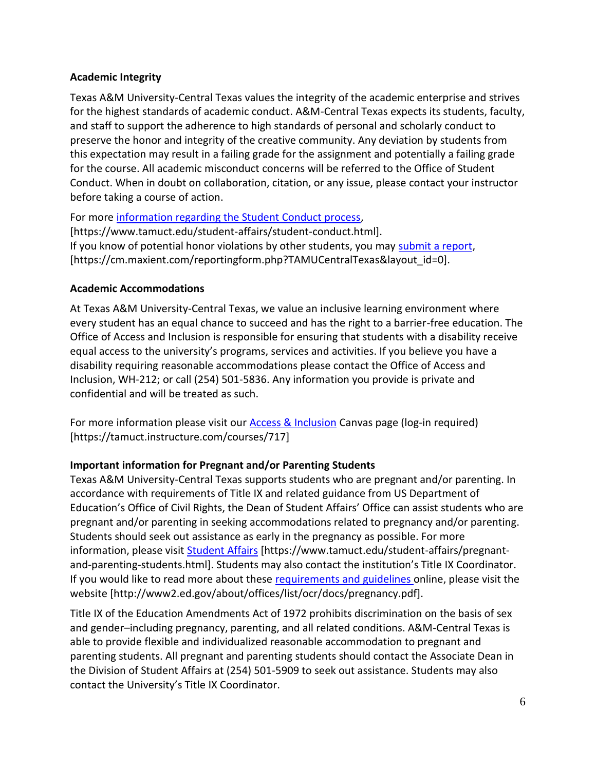**Academic Integrity**

Texas A&M University-Central Texas values the integrity of the academic enterprise and strives for the highest standards of academic conduct. A&M-Central Texas expects its students, faculty, and staff to support the adherence to high standards of personal and scholarly conduct to preserve the honor and integrity of the creative community. Any deviation by students from this expectation may result in a failing grade for the assignment and potentially a failing grade for the course. All academic misconduct concerns will be referred to the Office of Student Conduct. When in doubt on collaboration, citation, or any issue, please contact your instructor before taking a course of action.

For more [information regarding the Student Conduct process](https://www.tamuct.edu/student-affairs/student-conduct.html), [https://www.tamuct.edu/student-affairs/student-conduct.html].
If you know of potential honor violations by other students, you may [submit a report](https://cm.maxient.com/reportingform.php?TAMUCentralTexas&layout_id=0), [https://cm.maxient.com/reportingform.php?TAMUCentralTexas&layout_id=0].

**Academic Accommodations**

At Texas A&M University-Central Texas, we value an inclusive learning environment where every student has an equal chance to succeed and has the right to a barrier-free education. The Office of Access and Inclusion is responsible for ensuring that students with a disability receive equal access to the university's programs, services and activities. If you believe you have a disability requiring reasonable accommodations please contact the Office of Access and Inclusion, WH-212; or call (254) 501-5836. Any information you provide is private and confidential and will be treated as such.

For more information please visit our [Access & Inclusion](https://tamuct.instructure.com/courses/717) Canvas page (log-in required) [https://tamuct.instructure.com/courses/717]

**Important information for Pregnant and/or Parenting Students**

Texas A&M University-Central Texas supports students who are pregnant and/or parenting. In accordance with requirements of Title IX and related guidance from US Department of Education's Office of Civil Rights, the Dean of Student Affairs' Office can assist students who are pregnant and/or parenting in seeking accommodations related to pregnancy and/or parenting. Students should seek out assistance as early in the pregnancy as possible. For more information, please visit [Student Affairs](https://www.tamuct.edu/student-affairs/pregnant-and-parenting-students.html) [https://www.tamuct.edu/student-affairs/pregnant-and-parenting-students.html]. Students may also contact the institution's Title IX Coordinator. If you would like to read more about these [requirements and guidelines](http://www2.ed.gov/about/offices/list/ocr/docs/pregnancy.pdf) online, please visit the website [http://www2.ed.gov/about/offices/list/ocr/docs/pregnancy.pdf].

Title IX of the Education Amendments Act of 1972 prohibits discrimination on the basis of sex and gender–including pregnancy, parenting, and all related conditions. A&M-Central Texas is able to provide flexible and individualized reasonable accommodation to pregnant and parenting students. All pregnant and parenting students should contact the Associate Dean in the Division of Student Affairs at (254) 501-5909 to seek out assistance. Students may also contact the University's Title IX Coordinator.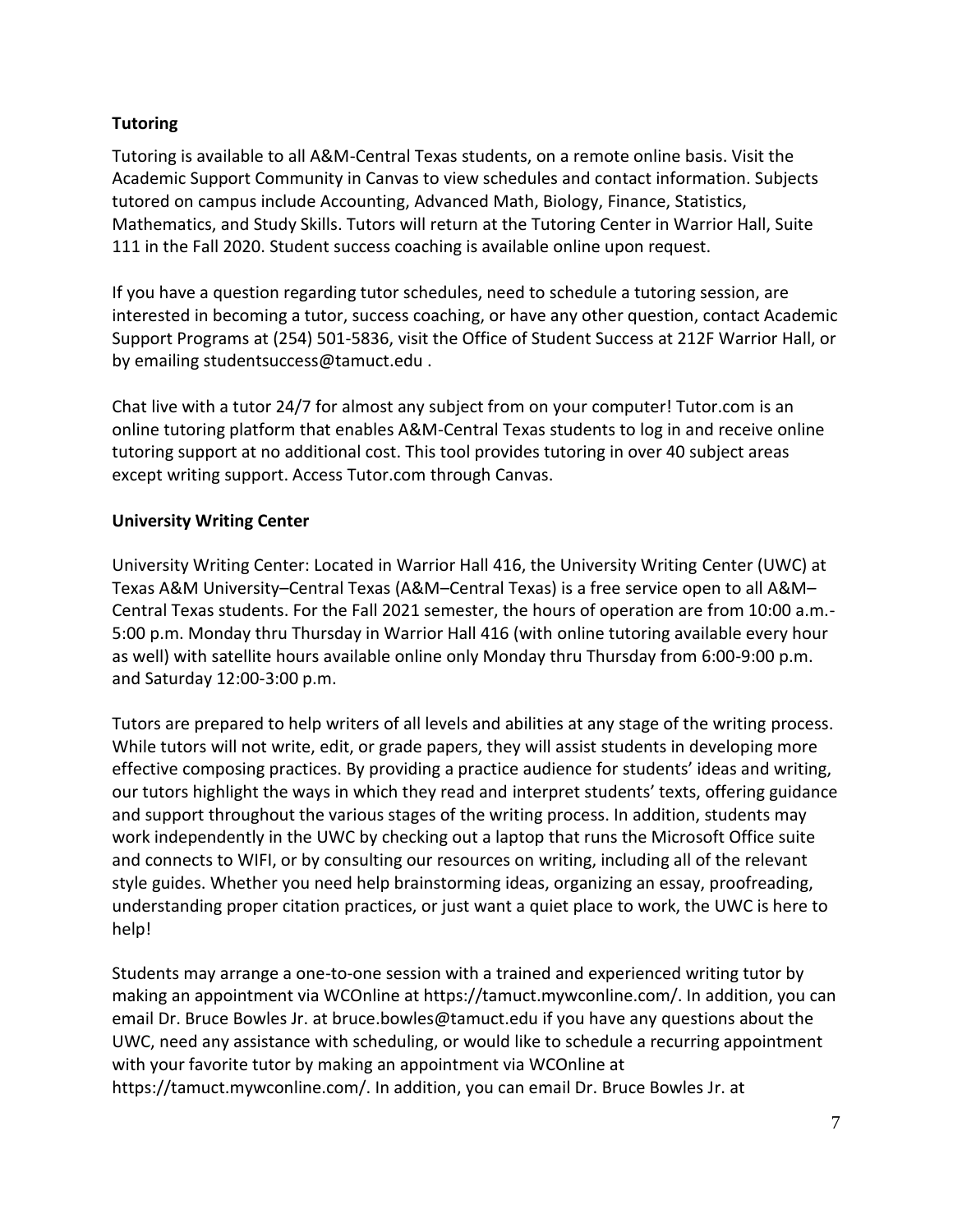**Tutoring**

Tutoring is available to all A&M-Central Texas students, on a remote online basis. Visit the Academic Support Community in Canvas to view schedules and contact information. Subjects tutored on campus include Accounting, Advanced Math, Biology, Finance, Statistics, Mathematics, and Study Skills. Tutors will return at the Tutoring Center in Warrior Hall, Suite 111 in the Fall 2020. Student success coaching is available online upon request.

If you have a question regarding tutor schedules, need to schedule a tutoring session, are interested in becoming a tutor, success coaching, or have any other question, contact Academic Support Programs at (254) 501-5836, visit the Office of Student Success at 212F Warrior Hall, or by emailing studentsuccess@tamuct.edu .

Chat live with a tutor 24/7 for almost any subject from on your computer! Tutor.com is an online tutoring platform that enables A&M-Central Texas students to log in and receive online tutoring support at no additional cost. This tool provides tutoring in over 40 subject areas except writing support. Access Tutor.com through Canvas.

**University Writing Center**

University Writing Center: Located in Warrior Hall 416, the University Writing Center (UWC) at Texas A&M University–Central Texas (A&M–Central Texas) is a free service open to all A&M–Central Texas students. For the Fall 2021 semester, the hours of operation are from 10:00 a.m.-5:00 p.m. Monday thru Thursday in Warrior Hall 416 (with online tutoring available every hour as well) with satellite hours available online only Monday thru Thursday from 6:00-9:00 p.m. and Saturday 12:00-3:00 p.m.

Tutors are prepared to help writers of all levels and abilities at any stage of the writing process. While tutors will not write, edit, or grade papers, they will assist students in developing more effective composing practices. By providing a practice audience for students' ideas and writing, our tutors highlight the ways in which they read and interpret students' texts, offering guidance and support throughout the various stages of the writing process. In addition, students may work independently in the UWC by checking out a laptop that runs the Microsoft Office suite and connects to WIFI, or by consulting our resources on writing, including all of the relevant style guides. Whether you need help brainstorming ideas, organizing an essay, proofreading, understanding proper citation practices, or just want a quiet place to work, the UWC is here to help!

Students may arrange a one-to-one session with a trained and experienced writing tutor by making an appointment via WCOnline at https://tamuct.mywconline.com/. In addition, you can email Dr. Bruce Bowles Jr. at bruce.bowles@tamuct.edu if you have any questions about the UWC, need any assistance with scheduling, or would like to schedule a recurring appointment with your favorite tutor by making an appointment via WCOnline at https://tamuct.mywconline.com/. In addition, you can email Dr. Bruce Bowles Jr. at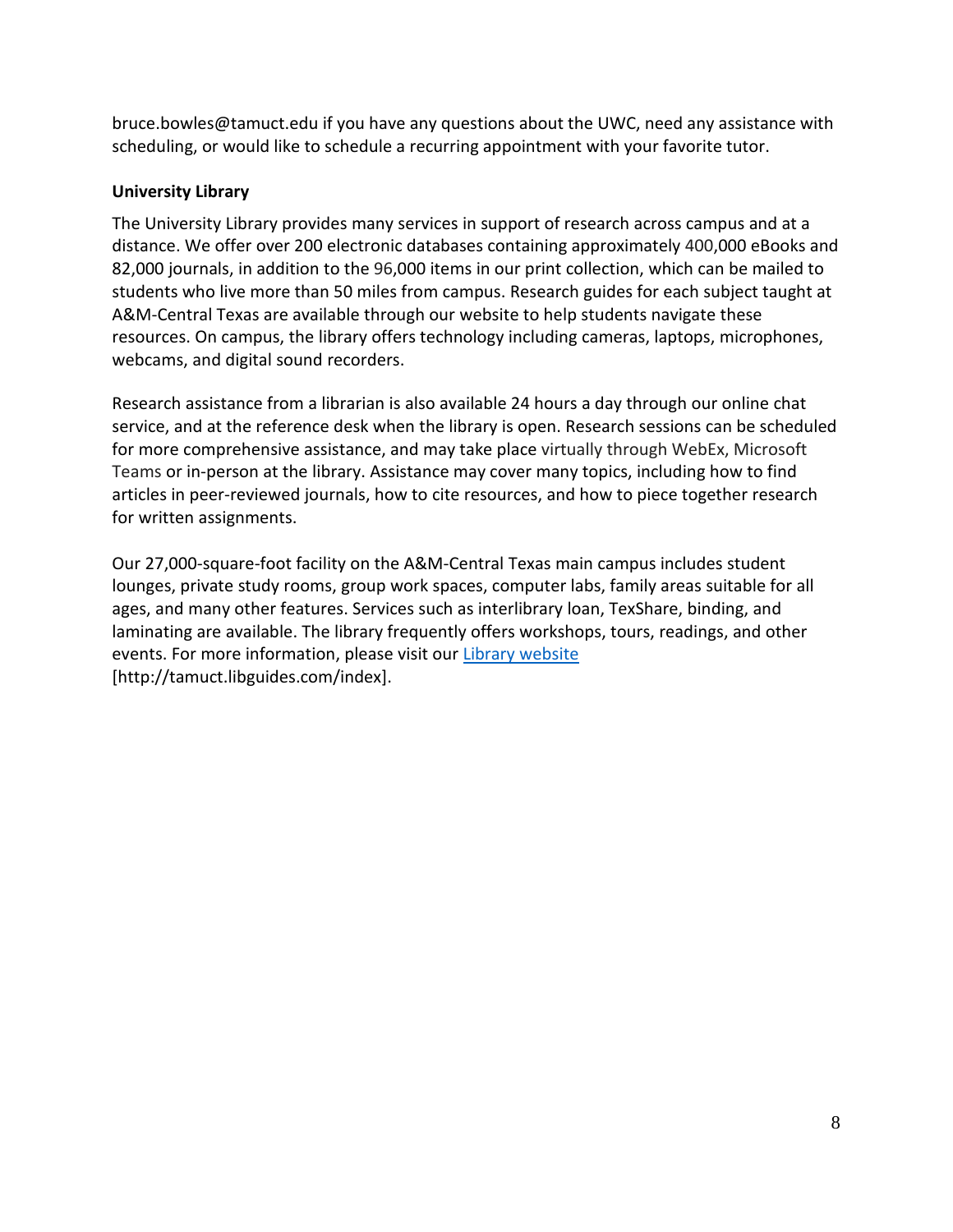bruce.bowles@tamuct.edu if you have any questions about the UWC, need any assistance with scheduling, or would like to schedule a recurring appointment with your favorite tutor.

**University Library**

The University Library provides many services in support of research across campus and at a distance. We offer over 200 electronic databases containing approximately 400,000 eBooks and 82,000 journals, in addition to the 96,000 items in our print collection, which can be mailed to students who live more than 50 miles from campus. Research guides for each subject taught at A&M-Central Texas are available through our website to help students navigate these resources. On campus, the library offers technology including cameras, laptops, microphones, webcams, and digital sound recorders.

Research assistance from a librarian is also available 24 hours a day through our online chat service, and at the reference desk when the library is open. Research sessions can be scheduled for more comprehensive assistance, and may take place virtually through WebEx, Microsoft Teams or in-person at the library. Assistance may cover many topics, including how to find articles in peer-reviewed journals, how to cite resources, and how to piece together research for written assignments.

Our 27,000-square-foot facility on the A&M-Central Texas main campus includes student lounges, private study rooms, group work spaces, computer labs, family areas suitable for all ages, and many other features. Services such as interlibrary loan, TexShare, binding, and laminating are available. The library frequently offers workshops, tours, readings, and other events. For more information, please visit our [Library website](http://tamuct.libguides.com/index) [http://tamuct.libguides.com/index].